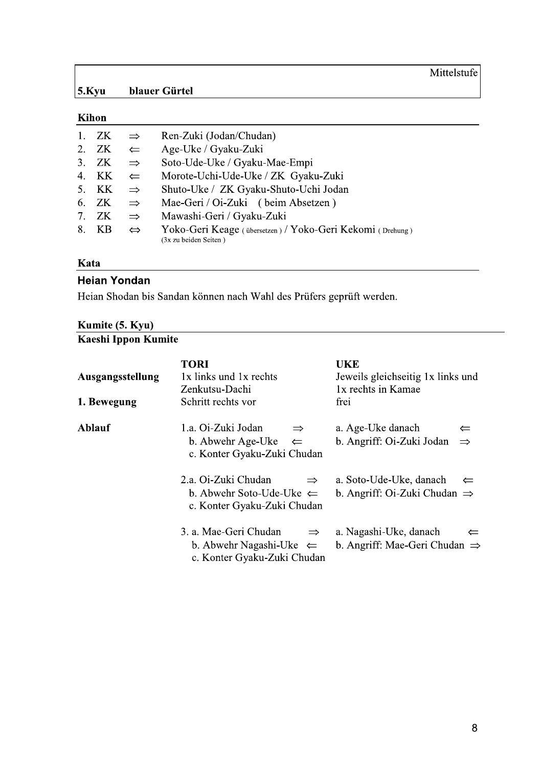Mittelstufe

**5.Kyu blauer Gürtel**

## Kihon

| | | | |
|---|---|---|---|
| 1. | ZK | ⇒ | Ren-Zuki (Jodan/Chudan) |
| 2. | ZK | ⇐ | Age-Uke / Gyaku-Zuki |
| 3. | ZK | ⇒ | Soto-Ude-Uke / Gyaku-Mae-Empi |
| 4. | KK | ⇐ | Morote-Uchi-Ude-Uke / ZK Gyaku-Zuki |
| 5. | KK | ⇒ | Shuto-Uke / ZK Gyaku-Shuto-Uchi Jodan |
| 6. | ZK | ⇒ | Mae-Geri / Oi-Zuki (beim Absetzen) |
| 7. | ZK | ⇒ | Mawashi-Geri / Gyaku-Zuki |
| 8. | KB | ⇔ | Yoko-Geri Keage (übersetzen) / Yoko-Geri Kekomi (Drehung) (3x zu beiden Seiten) |

## Kata

### Heian Yondan

Heian Shodan bis Sandan können nach Wahl des Prüfers geprüft werden.

## Kumite (5. Kyu)

### Kaeshi Ippon Kumite

| | TORI | UKE |
|---|---|---|
| **Ausgangsstellung** | 1x links und 1x rechts Zenkutsu-Dachi | Jeweils gleichseitig 1x links und 1x rechts in Kamae |
| **1. Bewegung** | Schritt rechts vor | frei |
| **Ablauf** | 1.a. Oi-Zuki Jodan ⇒<br>b. Abwehr Age-Uke ⇐<br>c. Konter Gyaku-Zuki Chudan | a. Age-Uke danach ⇐<br>b. Angriff: Oi-Zuki Jodan ⇒ |
| | 2.a. Oi-Zuki Chudan ⇒<br>b. Abwehr Soto-Ude-Uke ⇐<br>c. Konter Gyaku-Zuki Chudan | a. Soto-Ude-Uke, danach ⇐<br>b. Angriff: Oi-Zuki Chudan ⇒ |
| | 3. a. Mae-Geri Chudan ⇒<br>b. Abwehr Nagashi-Uke ⇐<br>c. Konter Gyaku-Zuki Chudan | a. Nagashi-Uke, danach ⇐<br>b. Angriff: Mae-Geri Chudan ⇒ |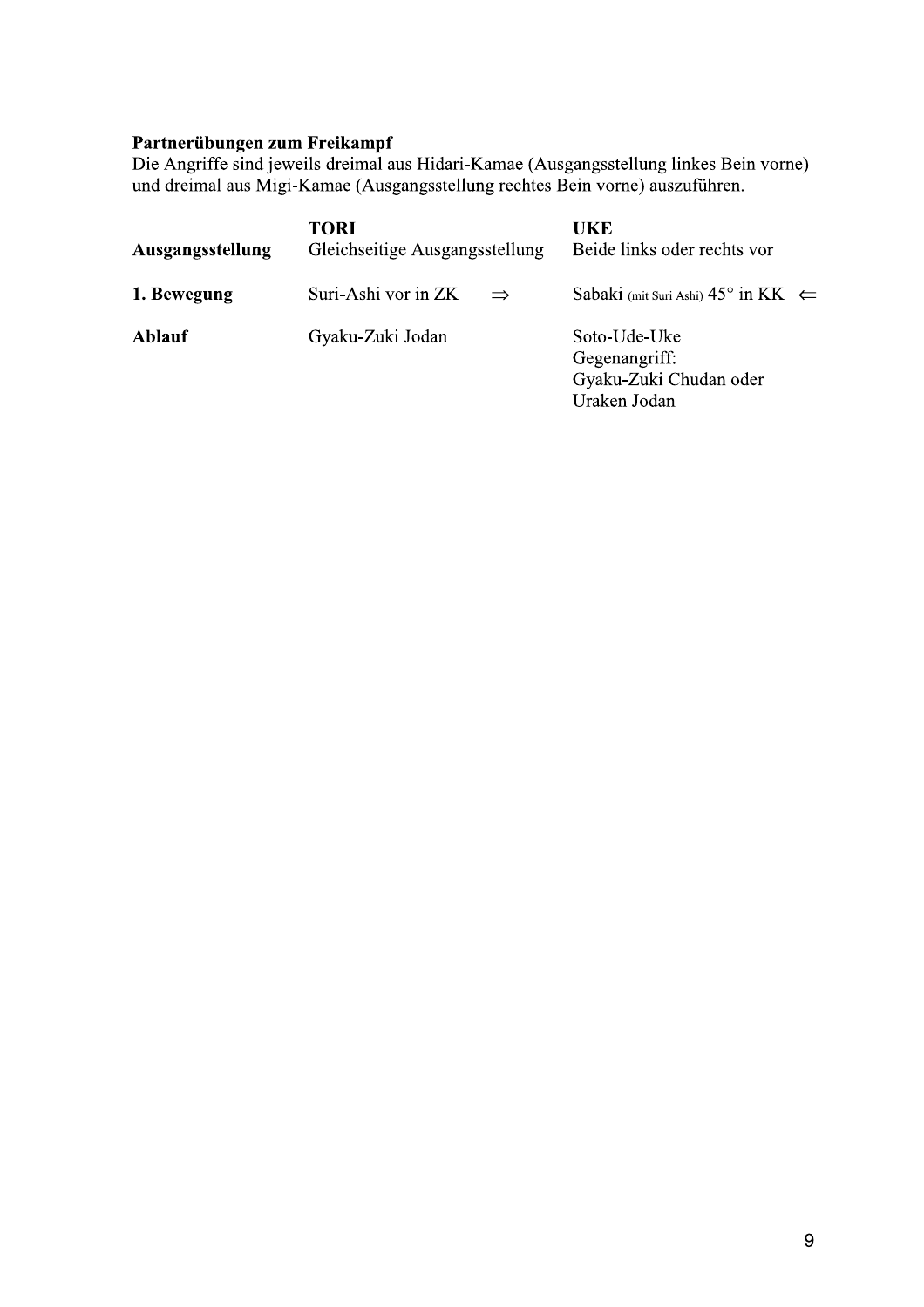**Partnerübungen zum Freikampf**

Die Angriffe sind jeweils dreimal aus Hidari-Kamae (Ausgangsstellung linkes Bein vorne) und dreimal aus Migi-Kamae (Ausgangsstellung rechtes Bein vorne) auszuführen.

| | **TORI** | **UKE** |
|---|---|---|
| **Ausgangsstellung** | Gleichseitige Ausgangsstellung | Beide links oder rechts vor |
| **1. Bewegung** | Suri-Ashi vor in ZK ⇒ | Sabaki (mit Suri Ashi) 45° in KK ⇐ |
| **Ablauf** | Gyaku-Zuki Jodan | Soto-Ude-Uke<br>Gegenangriff:<br>Gyaku-Zuki Chudan oder<br>Uraken Jodan |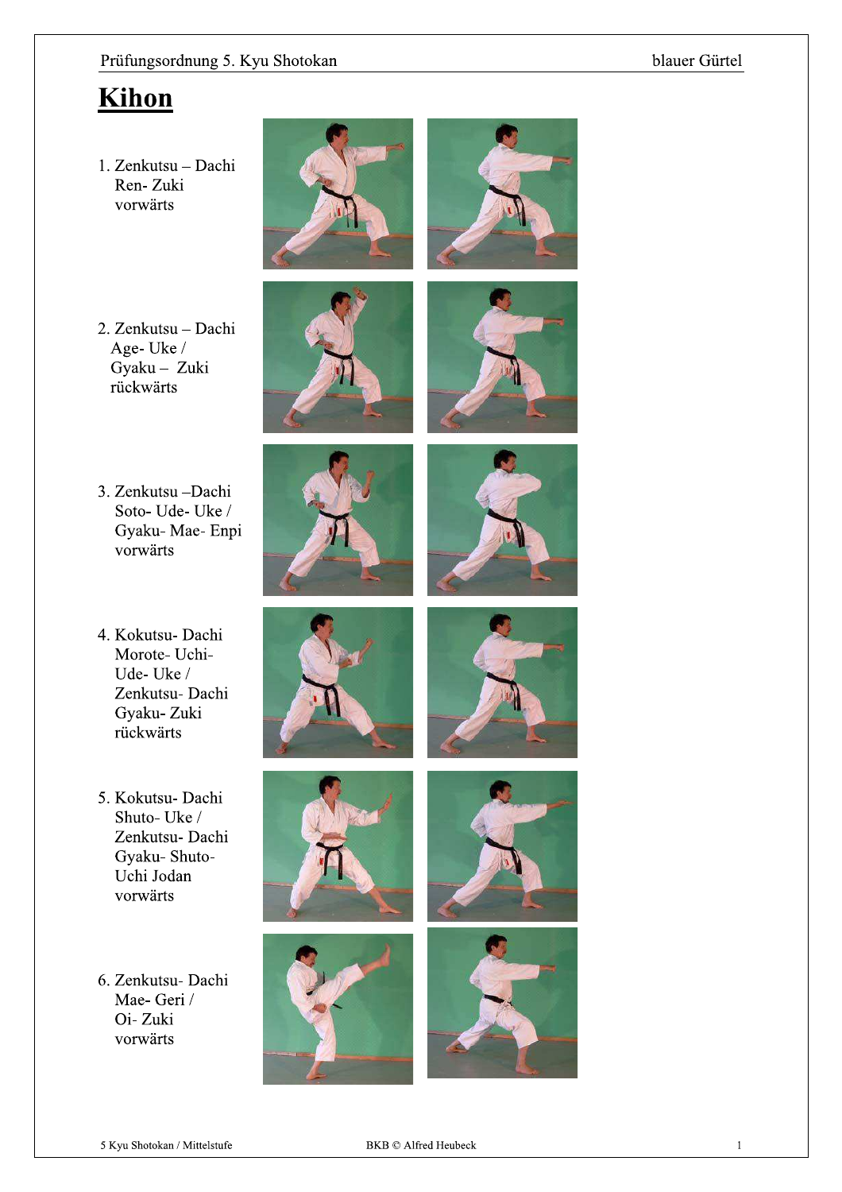# Kihon

1. Zenkutsu – Dachi
   Ren- Zuki
   vorwärts

2. Zenkutsu – Dachi
   Age- Uke /
   Gyaku – Zuki
   rückwärts

3. Zenkutsu –Dachi
   Soto- Ude- Uke /
   Gyaku- Mae- Enpi
   vorwärts

4. Kokutsu- Dachi
   Morote- Uchi-
   Ude- Uke /
   Zenkutsu- Dachi
   Gyaku- Zuki
   rückwärts

5. Kokutsu- Dachi
   Shuto- Uke /
   Zenkutsu- Dachi
   Gyaku- Shuto-
   Uchi Jodan
   vorwärts

6. Zenkutsu- Dachi
   Mae- Geri /
   Oi- Zuki
   vorwärts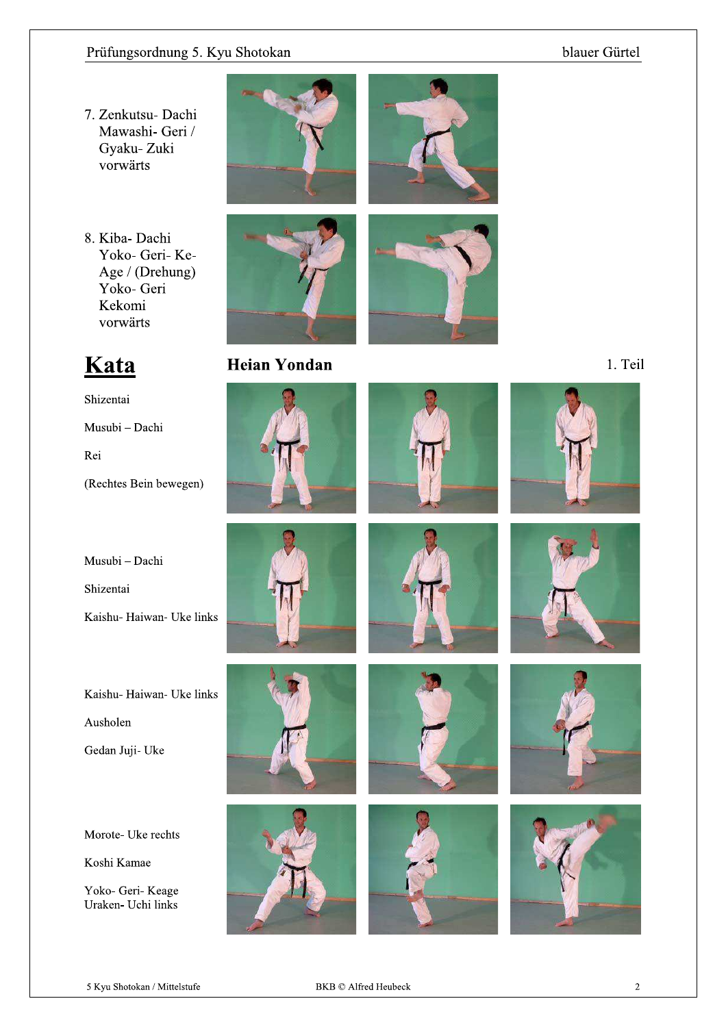7. Zenkutsu- Dachi
   Mawashi- Geri /
   Gyaku- Zuki
   vorwärts

8. Kiba- Dachi
   Yoko- Geri- Ke-
   Age / (Drehung)
   Yoko- Geri
   Kekomi
   vorwärts

# Kata

## Heian Yondan

1. Teil

Shizentai

Musubi – Dachi

Rei

(Rechtes Bein bewegen)

Musubi – Dachi

Shizentai

Kaishu- Haiwan- Uke links

Kaishu- Haiwan- Uke links

Ausholen

Gedan Juji- Uke

Morote- Uke rechts

Koshi Kamae

Yoko- Geri- Keage
Uraken- Uchi links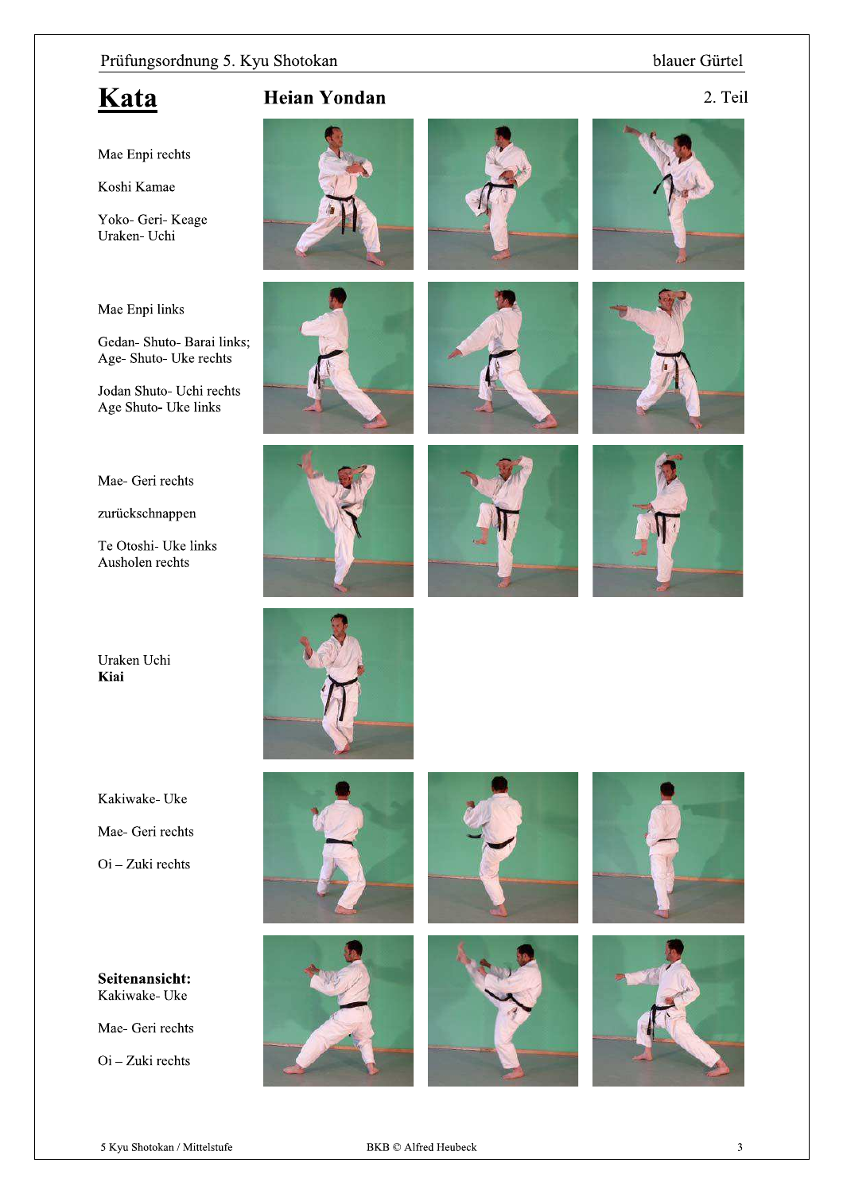# Kata

## Heian Yondan

2. Teil

Mae Enpi rechts

Koshi Kamae

Yoko- Geri- Keage
Uraken- Uchi

Mae Enpi links

Gedan- Shuto- Barai links;
Age- Shuto- Uke rechts

Jodan Shuto- Uchi rechts
Age Shuto- Uke links

Mae- Geri rechts

zurückschnappen

Te Otoshi- Uke links
Ausholen rechts

Uraken Uchi
**Kiai**

Kakiwake- Uke

Mae- Geri rechts

Oi – Zuki rechts

**Seitenansicht:**
Kakiwake- Uke

Mae- Geri rechts

Oi – Zuki rechts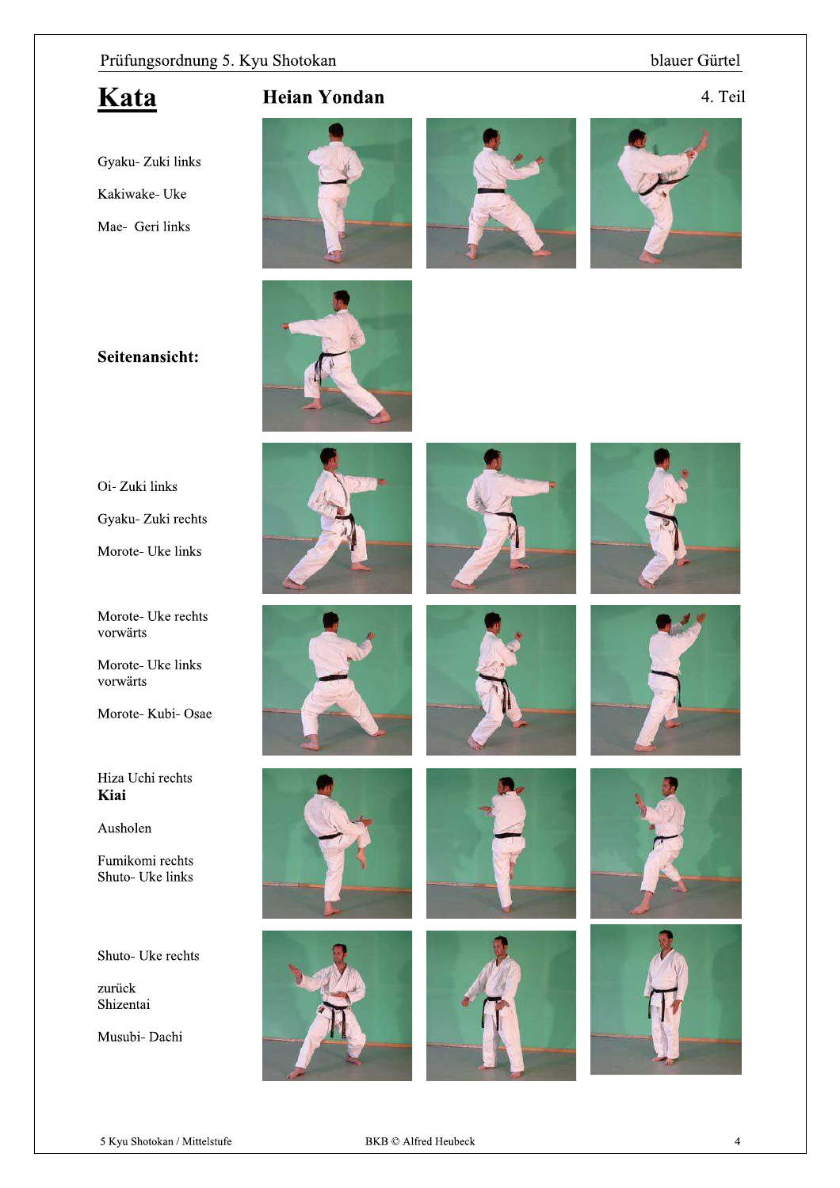# Kata

## Heian Yondan

4. Teil

Gyaku- Zuki links

Kakiwake- Uke

Mae- Geri links

**Seitenansicht:**

Oi- Zuki links

Gyaku- Zuki rechts

Morote- Uke links

Morote- Uke rechts vorwärts

Morote- Uke links vorwärts

Morote- Kubi- Osae

Hiza Uchi rechts
**Kiai**

Ausholen

Fumikomi rechts
Shuto- Uke links

Shuto- Uke rechts

zurück
Shizentai

Musubi- Dachi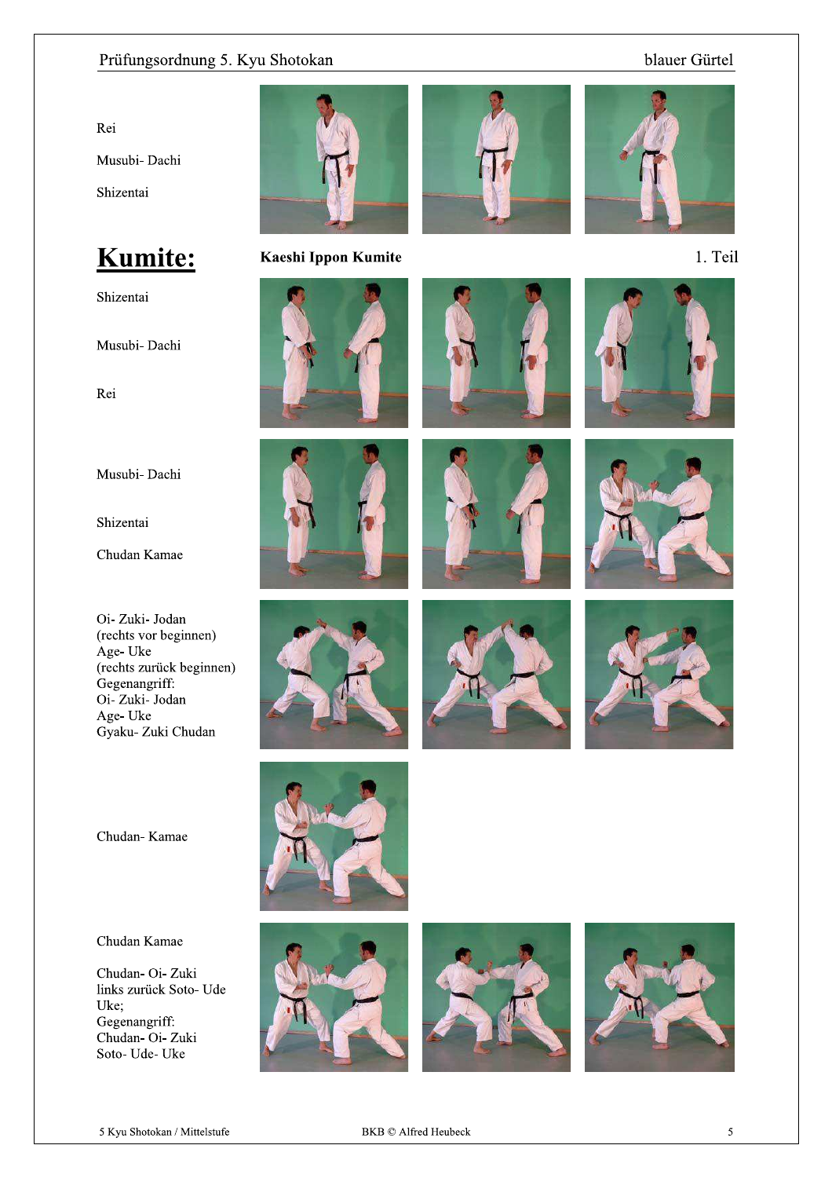Rei

Musubi- Dachi

Shizentai

# Kumite:

**Kaeshi Ippon Kumite** 1. Teil

Shizentai

Musubi- Dachi

Rei

Musubi- Dachi

Shizentai

Chudan Kamae

Oi- Zuki- Jodan
(rechts vor beginnen)
Age- Uke
(rechts zurück beginnen)
Gegenangriff:
Oi- Zuki- Jodan
Age- Uke
Gyaku- Zuki Chudan

Chudan- Kamae

Chudan Kamae

Chudan- Oi- Zuki
links zurück Soto- Ude
Uke;
Gegenangriff:
Chudan- Oi- Zuki
Soto- Ude- Uke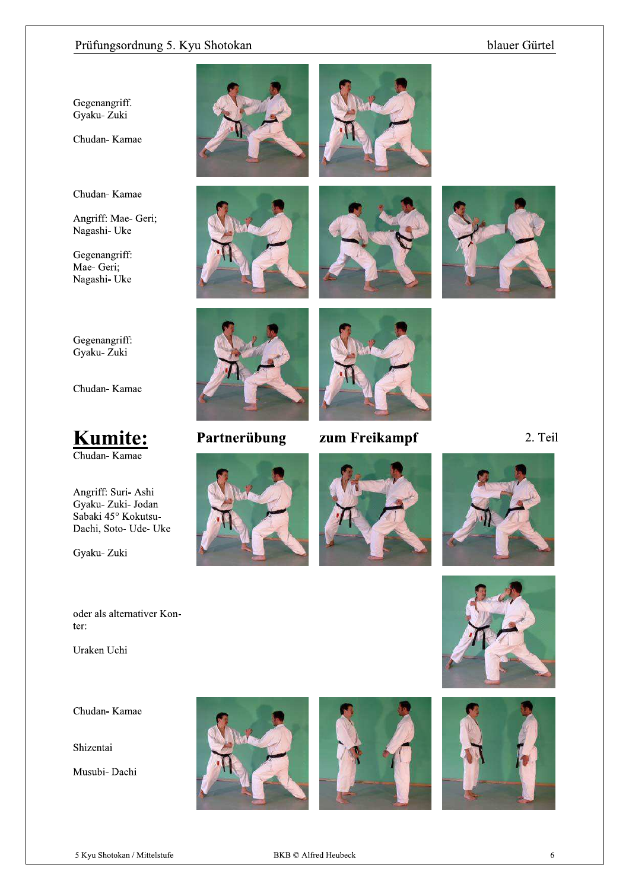Gegenangriff.
Gyaku- Zuki

Chudan- Kamae

Chudan- Kamae

Angriff: Mae- Geri;
Nagashi- Uke

Gegenangriff:
Mae- Geri;
Nagashi- Uke

Gegenangriff:
Gyaku- Zuki

Chudan- Kamae

## **Kumite:** Partnerübung zum Freikampf 2. Teil

Chudan- Kamae

Angriff: Suri- Ashi
Gyaku- Zuki- Jodan
Sabaki 45° Kokutsu-
Dachi, Soto- Ude- Uke

Gyaku- Zuki

oder als alternativer Konter:

Uraken Uchi

Chudan- Kamae

Shizentai

Musubi- Dachi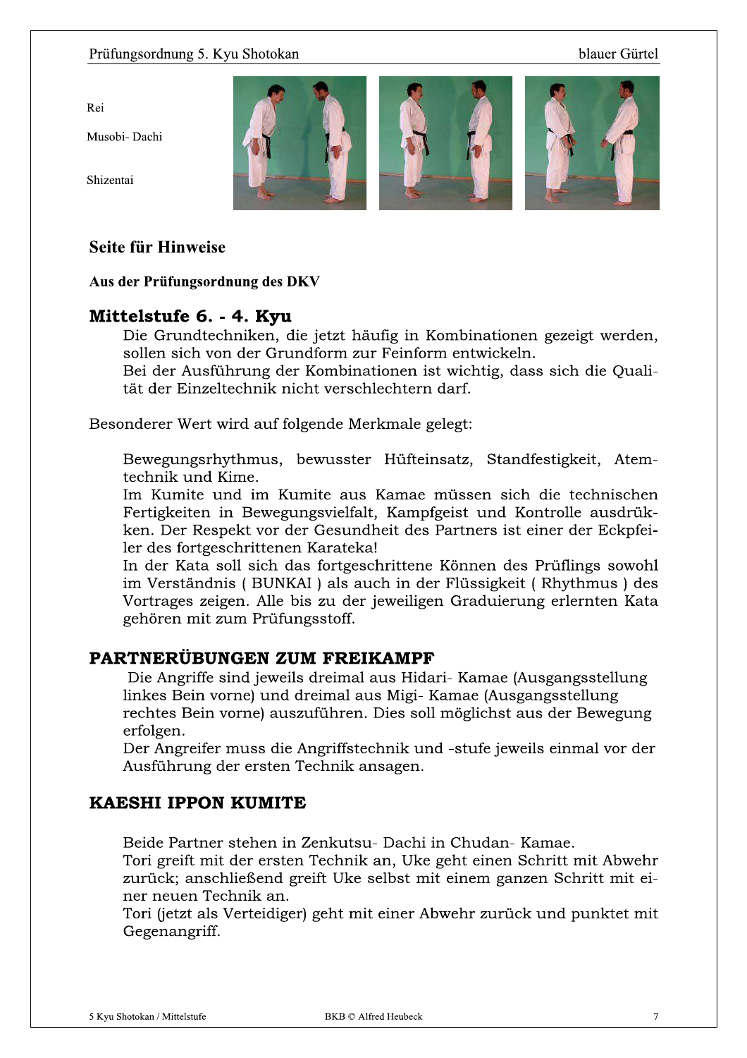Rei

Musobi- Dachi

Shizentai

## Seite für Hinweise

**Aus der Prüfungsordnung des DKV**

## Mittelstufe 6. - 4. Kyu

Die Grundtechniken, die jetzt häufig in Kombinationen gezeigt werden, sollen sich von der Grundform zur Feinform entwickeln.
Bei der Ausführung der Kombinationen ist wichtig, dass sich die Qualität der Einzeltechnik nicht verschlechtern darf.

Besonderer Wert wird auf folgende Merkmale gelegt:

Bewegungsrhythmus, bewusster Hüfteinsatz, Standfestigkeit, Atemtechnik und Kime.
Im Kumite und im Kumite aus Kamae müssen sich die technischen Fertigkeiten in Bewegungsvielfalt, Kampfgeist und Kontrolle ausdrükken. Der Respekt vor der Gesundheit des Partners ist einer der Eckpfeiler des fortgeschrittenen Karateka!
In der Kata soll sich das fortgeschrittene Können des Prüflings sowohl im Verständnis ( BUNKAI ) als auch in der Flüssigkeit ( Rhythmus ) des Vortrages zeigen. Alle bis zu der jeweiligen Graduierung erlernten Kata gehören mit zum Prüfungsstoff.

## PARTNERÜBUNGEN ZUM FREIKAMPF

Die Angriffe sind jeweils dreimal aus Hidari- Kamae (Ausgangsstellung linkes Bein vorne) und dreimal aus Migi- Kamae (Ausgangsstellung rechtes Bein vorne) auszuführen. Dies soll möglichst aus der Bewegung erfolgen.
Der Angreifer muss die Angriffstechnik und -stufe jeweils einmal vor der Ausführung der ersten Technik ansagen.

## KAESHI IPPON KUMITE

Beide Partner stehen in Zenkutsu- Dachi in Chudan- Kamae.
Tori greift mit der ersten Technik an, Uke geht einen Schritt mit Abwehr zurück; anschließend greift Uke selbst mit einem ganzen Schritt mit einer neuen Technik an.
Tori (jetzt als Verteidiger) geht mit einer Abwehr zurück und punktet mit Gegenangriff.